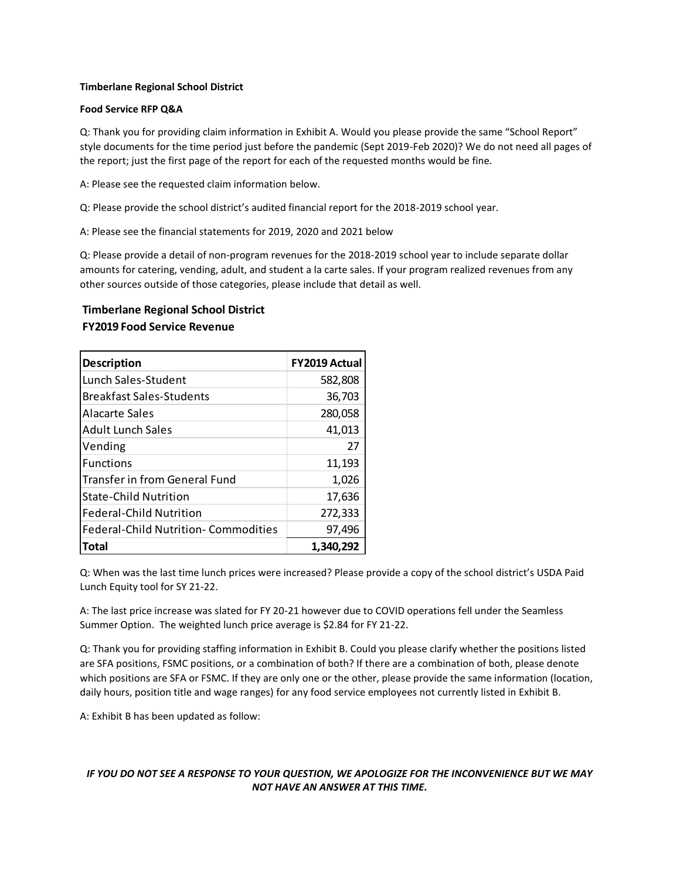**Timberlane Regional School District**

**Food Service RFP Q&A**

Q: Thank you for providing claim information in Exhibit A. Would you please provide the same "School Report" style documents for the time period just before the pandemic (Sept 2019-Feb 2020)? We do not need all pages of the report; just the first page of the report for each of the requested months would be fine.

A: Please see the requested claim information below.

Q: Please provide the school district's audited financial report for the 2018-2019 school year.

A: Please see the financial statements for 2019, 2020 and 2021 below

Q: Please provide a detail of non-program revenues for the 2018-2019 school year to include separate dollar amounts for catering, vending, adult, and student a la carte sales. If your program realized revenues from any other sources outside of those categories, please include that detail as well.

## Timberlane Regional School District
## FY2019 Food Service Revenue

| Description | FY2019 Actual |
|---|---|
| Lunch Sales-Student | 582,808 |
| Breakfast Sales-Students | 36,703 |
| Alacarte Sales | 280,058 |
| Adult Lunch Sales | 41,013 |
| Vending | 27 |
| Functions | 11,193 |
| Transfer in from General Fund | 1,026 |
| State-Child Nutrition | 17,636 |
| Federal-Child Nutrition | 272,333 |
| Federal-Child Nutrition- Commodities | 97,496 |
| **Total** | **1,340,292** |

Q: When was the last time lunch prices were increased? Please provide a copy of the school district's USDA Paid Lunch Equity tool for SY 21-22.

A: The last price increase was slated for FY 20-21 however due to COVID operations fell under the Seamless Summer Option. The weighted lunch price average is $2.84 for FY 21-22.

Q: Thank you for providing staffing information in Exhibit B. Could you please clarify whether the positions listed are SFA positions, FSMC positions, or a combination of both? If there are a combination of both, please denote which positions are SFA or FSMC. If they are only one or the other, please provide the same information (location, daily hours, position title and wage ranges) for any food service employees not currently listed in Exhibit B.

A: Exhibit B has been updated as follow:

***IF YOU DO NOT SEE A RESPONSE TO YOUR QUESTION, WE APOLOGIZE FOR THE INCONVENIENCE BUT WE MAY NOT HAVE AN ANSWER AT THIS TIME.***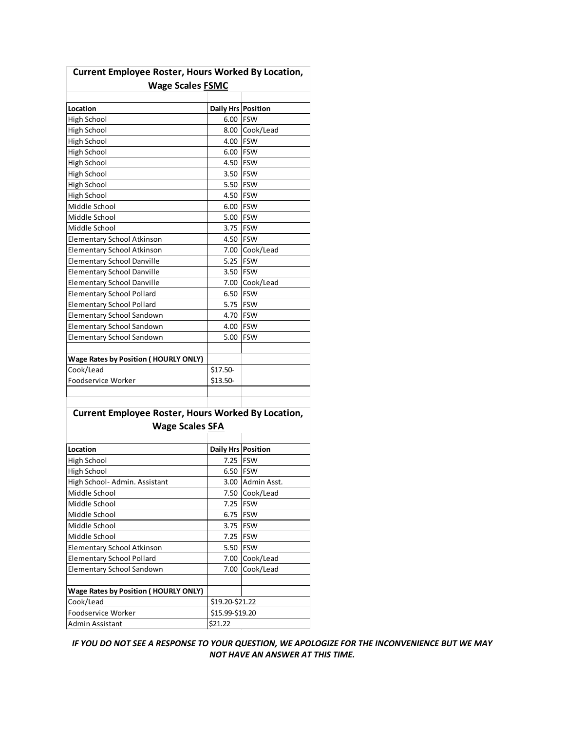## Current Employee Roster, Hours Worked By Location, Wage Scales FSMC

| Location | Daily Hrs | Position |
|---|---|---|
| High School | 6.00 | FSW |
| High School | 8.00 | Cook/Lead |
| High School | 4.00 | FSW |
| High School | 6.00 | FSW |
| High School | 4.50 | FSW |
| High School | 3.50 | FSW |
| High School | 5.50 | FSW |
| High School | 4.50 | FSW |
| Middle School | 6.00 | FSW |
| Middle School | 5.00 | FSW |
| Middle School | 3.75 | FSW |
| Elementary School Atkinson | 4.50 | FSW |
| Elementary School Atkinson | 7.00 | Cook/Lead |
| Elementary School Danville | 5.25 | FSW |
| Elementary School Danville | 3.50 | FSW |
| Elementary School Danville | 7.00 | Cook/Lead |
| Elementary School Pollard | 6.50 | FSW |
| Elementary School Pollard | 5.75 | FSW |
| Elementary School Sandown | 4.70 | FSW |
| Elementary School Sandown | 4.00 | FSW |
| Elementary School Sandown | 5.00 | FSW |
| | | |
| **Wage Rates by Position ( HOURLY ONLY)** | | |
| Cook/Lead | $17.50- | |
| Foodservice Worker | $13.50- | |

## Current Employee Roster, Hours Worked By Location, Wage Scales SFA

| Location | Daily Hrs | Position |
|---|---|---|
| High School | 7.25 | FSW |
| High School | 6.50 | FSW |
| High School- Admin. Assistant | 3.00 | Admin Asst. |
| Middle School | 7.50 | Cook/Lead |
| Middle School | 7.25 | FSW |
| Middle School | 6.75 | FSW |
| Middle School | 3.75 | FSW |
| Middle School | 7.25 | FSW |
| Elementary School Atkinson | 5.50 | FSW |
| Elementary School Pollard | 7.00 | Cook/Lead |
| Elementary School Sandown | 7.00 | Cook/Lead |
| | | |
| **Wage Rates by Position ( HOURLY ONLY)** | | |
| Cook/Lead | $19.20-$21.22 | |
| Foodservice Worker | $15.99-$19.20 | |
| Admin Assistant | $21.22 | |

***IF YOU DO NOT SEE A RESPONSE TO YOUR QUESTION, WE APOLOGIZE FOR THE INCONVENIENCE BUT WE MAY NOT HAVE AN ANSWER AT THIS TIME.***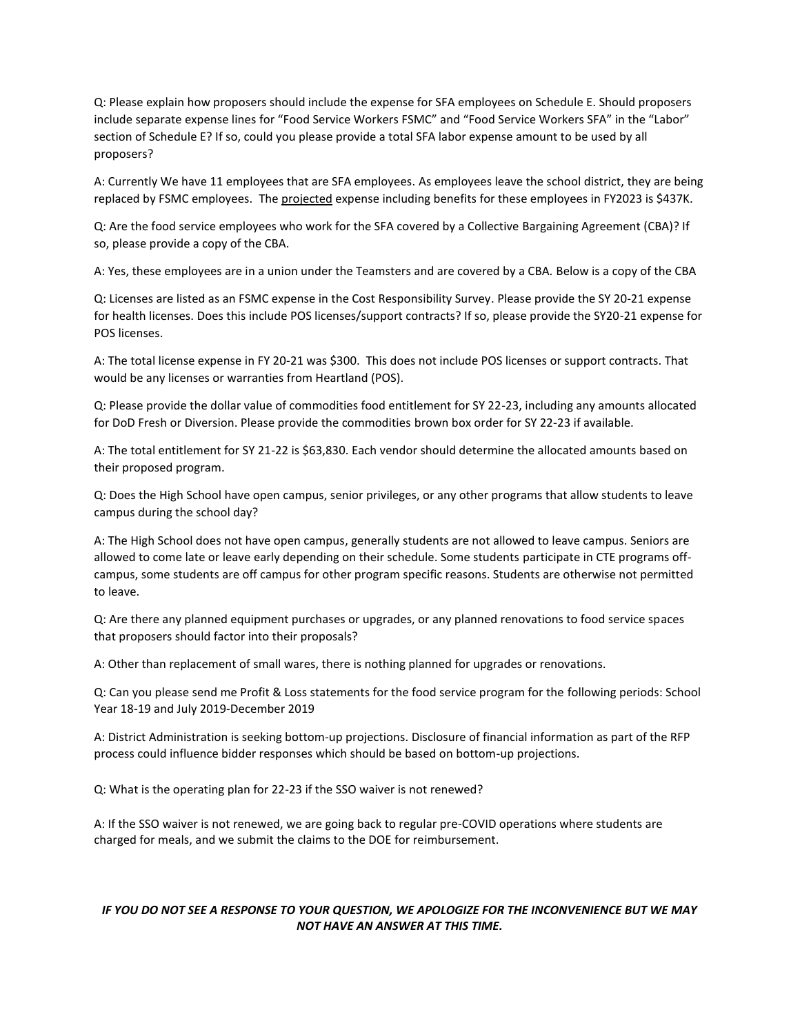Q: Please explain how proposers should include the expense for SFA employees on Schedule E. Should proposers include separate expense lines for "Food Service Workers FSMC" and "Food Service Workers SFA" in the "Labor" section of Schedule E? If so, could you please provide a total SFA labor expense amount to be used by all proposers?

A: Currently We have 11 employees that are SFA employees. As employees leave the school district, they are being replaced by FSMC employees. The <u>projected</u> expense including benefits for these employees in FY2023 is $437K.

Q: Are the food service employees who work for the SFA covered by a Collective Bargaining Agreement (CBA)? If so, please provide a copy of the CBA.

A: Yes, these employees are in a union under the Teamsters and are covered by a CBA. Below is a copy of the CBA

Q: Licenses are listed as an FSMC expense in the Cost Responsibility Survey. Please provide the SY 20-21 expense for health licenses. Does this include POS licenses/support contracts? If so, please provide the SY20-21 expense for POS licenses.

A: The total license expense in FY 20-21 was $300. This does not include POS licenses or support contracts. That would be any licenses or warranties from Heartland (POS).

Q: Please provide the dollar value of commodities food entitlement for SY 22-23, including any amounts allocated for DoD Fresh or Diversion. Please provide the commodities brown box order for SY 22-23 if available.

A: The total entitlement for SY 21-22 is $63,830. Each vendor should determine the allocated amounts based on their proposed program.

Q: Does the High School have open campus, senior privileges, or any other programs that allow students to leave campus during the school day?

A: The High School does not have open campus, generally students are not allowed to leave campus. Seniors are allowed to come late or leave early depending on their schedule. Some students participate in CTE programs off-campus, some students are off campus for other program specific reasons. Students are otherwise not permitted to leave.

Q: Are there any planned equipment purchases or upgrades, or any planned renovations to food service spaces that proposers should factor into their proposals?

A: Other than replacement of small wares, there is nothing planned for upgrades or renovations.

Q: Can you please send me Profit & Loss statements for the food service program for the following periods: School Year 18-19 and July 2019-December 2019

A: District Administration is seeking bottom-up projections. Disclosure of financial information as part of the RFP process could influence bidder responses which should be based on bottom-up projections.

Q: What is the operating plan for 22-23 if the SSO waiver is not renewed?

A: If the SSO waiver is not renewed, we are going back to regular pre-COVID operations where students are charged for meals, and we submit the claims to the DOE for reimbursement.

***IF YOU DO NOT SEE A RESPONSE TO YOUR QUESTION, WE APOLOGIZE FOR THE INCONVENIENCE BUT WE MAY NOT HAVE AN ANSWER AT THIS TIME.***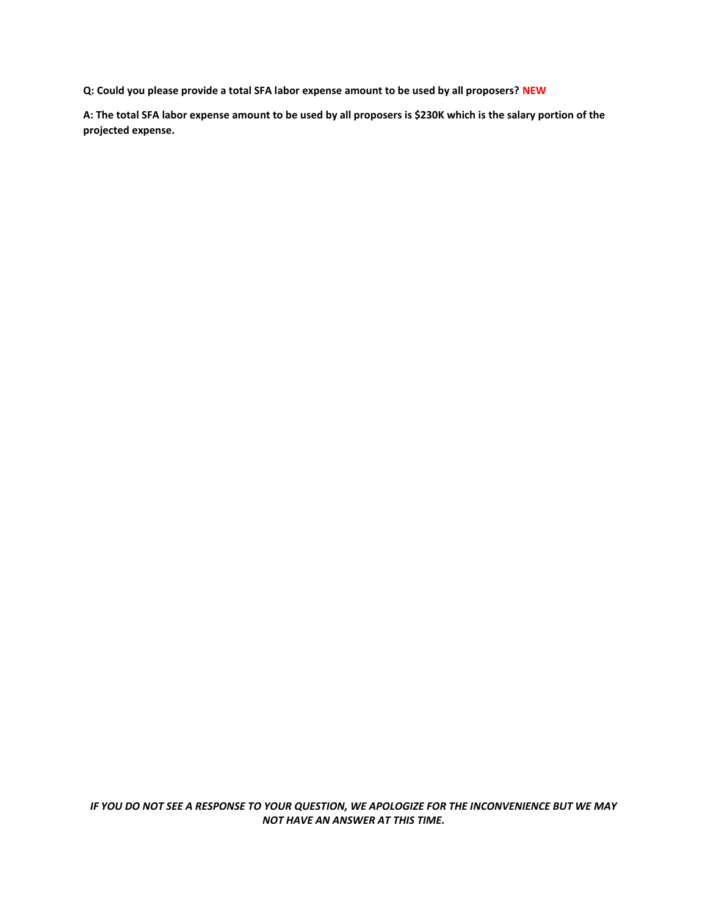**Q: Could you please provide a total SFA labor expense amount to be used by all proposers? NEW**

**A: The total SFA labor expense amount to be used by all proposers is $230K which is the salary portion of the projected expense.**

***IF YOU DO NOT SEE A RESPONSE TO YOUR QUESTION, WE APOLOGIZE FOR THE INCONVENIENCE BUT WE MAY NOT HAVE AN ANSWER AT THIS TIME.***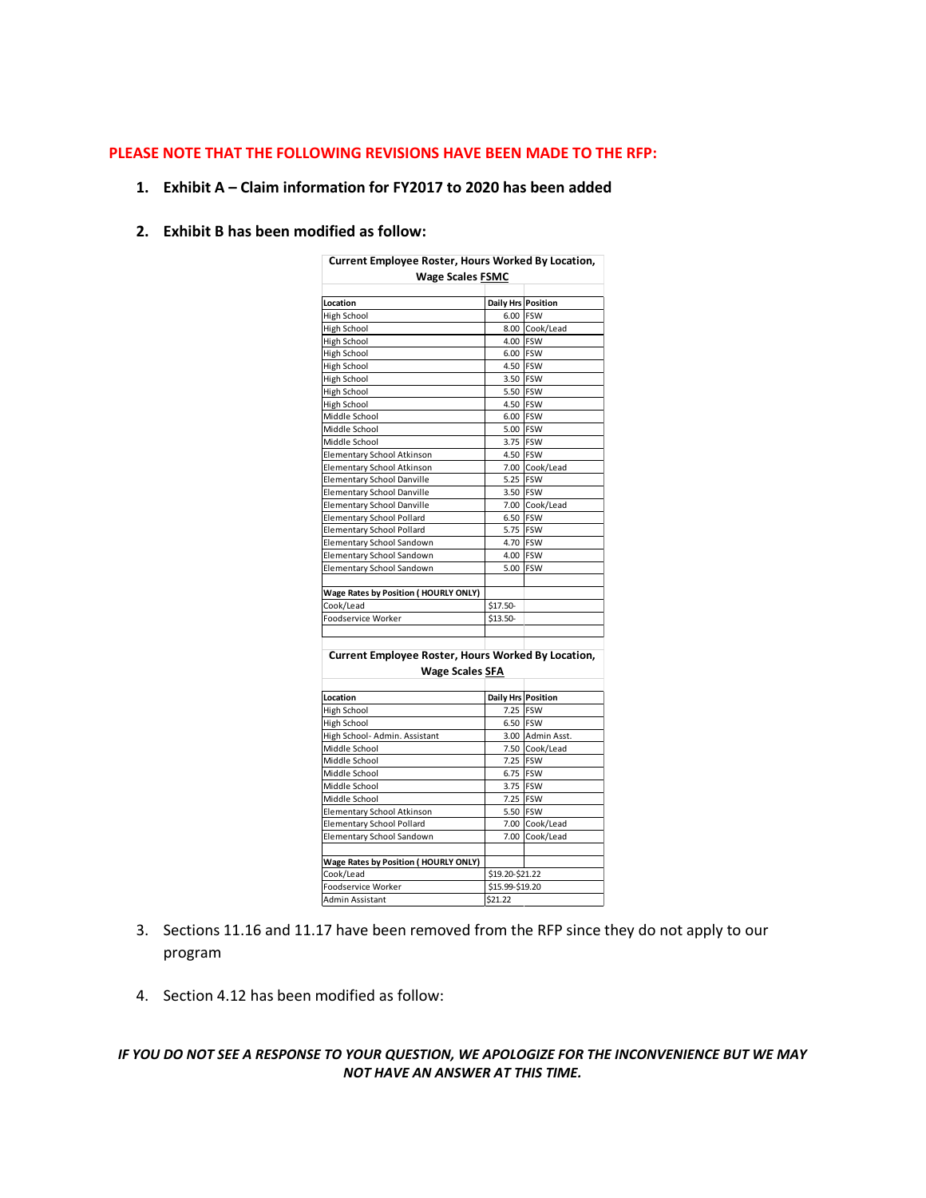**PLEASE NOTE THAT THE FOLLOWING REVISIONS HAVE BEEN MADE TO THE RFP:**

1. **Exhibit A – Claim information for FY2017 to 2020 has been added**

2. **Exhibit B has been modified as follow:**

**Current Employee Roster, Hours Worked By Location, Wage Scales FSMC**

| Location | Daily Hrs | Position |
|---|---|---|
| High School | 6.00 | FSW |
| High School | 8.00 | Cook/Lead |
| High School | 4.00 | FSW |
| High School | 6.00 | FSW |
| High School | 4.50 | FSW |
| High School | 3.50 | FSW |
| High School | 5.50 | FSW |
| High School | 4.50 | FSW |
| Middle School | 6.00 | FSW |
| Middle School | 5.00 | FSW |
| Middle School | 3.75 | FSW |
| Elementary School Atkinson | 4.50 | FSW |
| Elementary School Atkinson | 7.00 | Cook/Lead |
| Elementary School Danville | 5.25 | FSW |
| Elementary School Danville | 3.50 | FSW |
| Elementary School Danville | 7.00 | Cook/Lead |
| Elementary School Pollard | 6.50 | FSW |
| Elementary School Pollard | 5.75 | FSW |
| Elementary School Sandown | 4.70 | FSW |
| Elementary School Sandown | 4.00 | FSW |
| Elementary School Sandown | 5.00 | FSW |
| | | |
| **Wage Rates by Position ( HOURLY ONLY)** | | |
| Cook/Lead | $17.50- | |
| Foodservice Worker | $13.50- | |

**Current Employee Roster, Hours Worked By Location, Wage Scales SFA**

| Location | Daily Hrs | Position |
|---|---|---|
| High School | 7.25 | FSW |
| High School | 6.50 | FSW |
| High School- Admin. Assistant | 3.00 | Admin Asst. |
| Middle School | 7.50 | Cook/Lead |
| Middle School | 7.25 | FSW |
| Middle School | 6.75 | FSW |
| Middle School | 3.75 | FSW |
| Middle School | 7.25 | FSW |
| Elementary School Atkinson | 5.50 | FSW |
| Elementary School Pollard | 7.00 | Cook/Lead |
| Elementary School Sandown | 7.00 | Cook/Lead |
| | | |
| **Wage Rates by Position ( HOURLY ONLY)** | | |
| Cook/Lead | $19.20-$21.22 | |
| Foodservice Worker | $15.99-$19.20 | |
| Admin Assistant | $21.22 | |

3. Sections 11.16 and 11.17 have been removed from the RFP since they do not apply to our program

4. Section 4.12 has been modified as follow:

***IF YOU DO NOT SEE A RESPONSE TO YOUR QUESTION, WE APOLOGIZE FOR THE INCONVENIENCE BUT WE MAY NOT HAVE AN ANSWER AT THIS TIME.***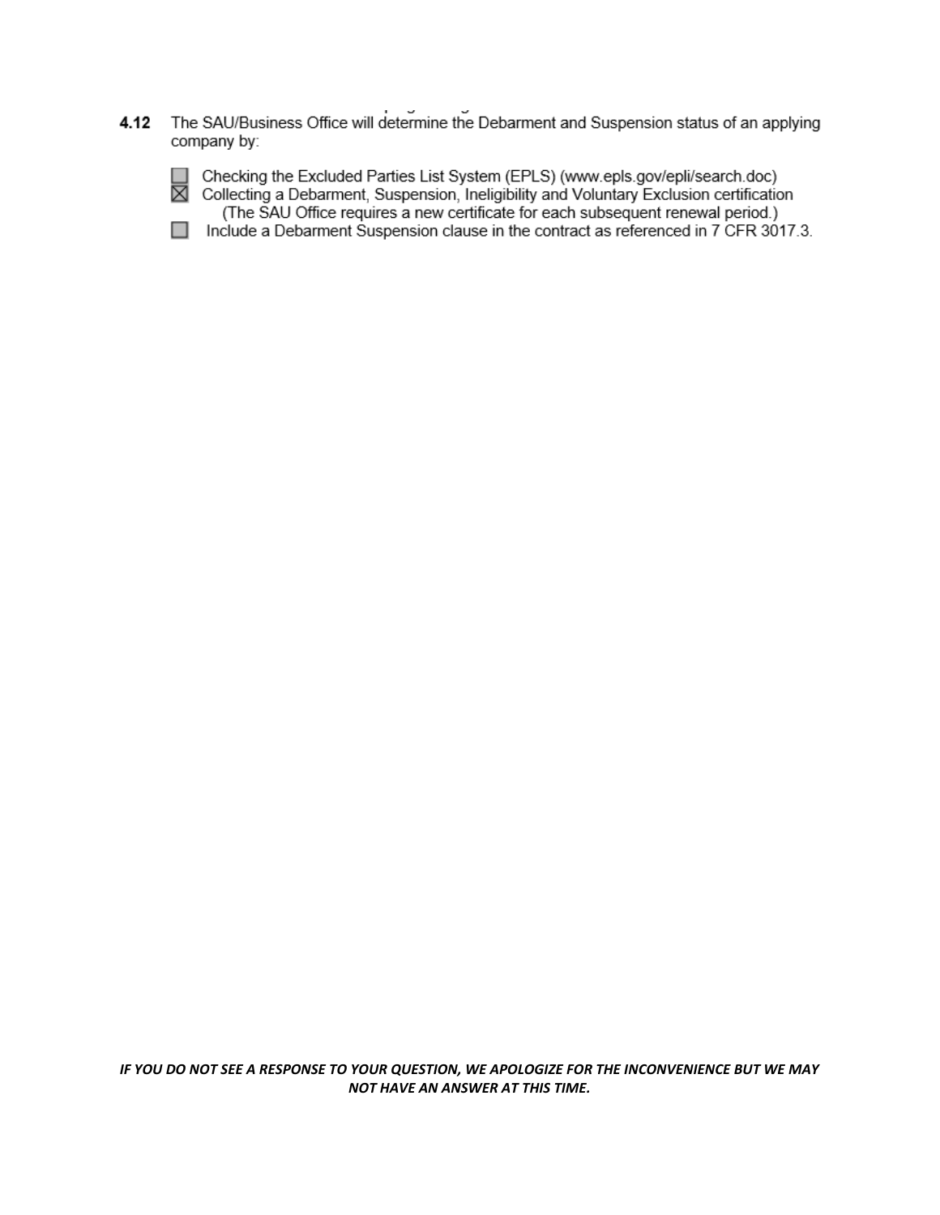**4.12** The SAU/Business Office will determine the Debarment and Suspension status of an applying company by:

- ☐ Checking the Excluded Parties List System (EPLS) (www.epls.gov/epli/search.doc)
- ☒ Collecting a Debarment, Suspension, Ineligibility and Voluntary Exclusion certification (The SAU Office requires a new certificate for each subsequent renewal period.)
- ☐ Include a Debarment Suspension clause in the contract as referenced in 7 CFR 3017.3.

***IF YOU DO NOT SEE A RESPONSE TO YOUR QUESTION, WE APOLOGIZE FOR THE INCONVENIENCE BUT WE MAY NOT HAVE AN ANSWER AT THIS TIME.***